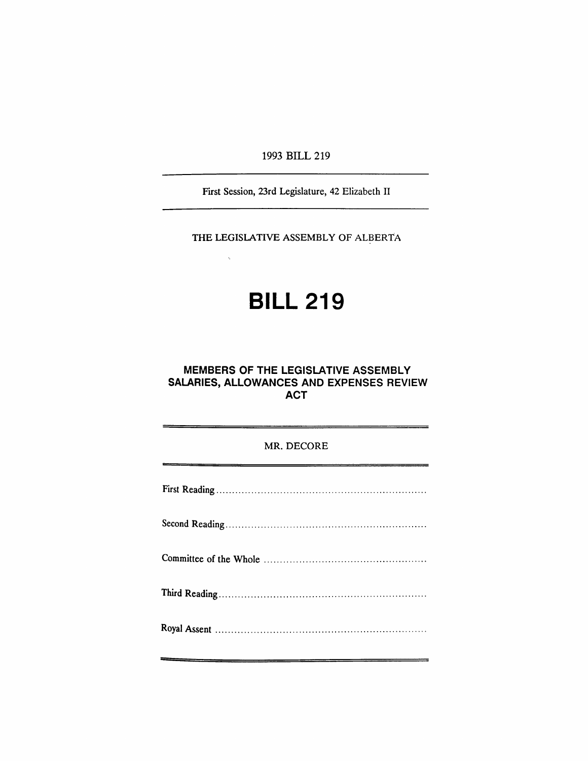1993 BILL 219

First Session, 23rd Legislature, 42 Elizabeth II

THE LEGISLATIVE ASSEMBLY OF ALBERTA

# BILL 219

## MEMBERS OF THE LEGISLATIVE ASSEMBLY SALARIES, ALLOWANCES AND EXPENSES REVIEW ACT

MR. DECORE

First Reading ..................................................................

Second Reading ..............................................................

Committee of the Whole ..................................................

Third Reading ................................................................

Royal Assent ..................................................................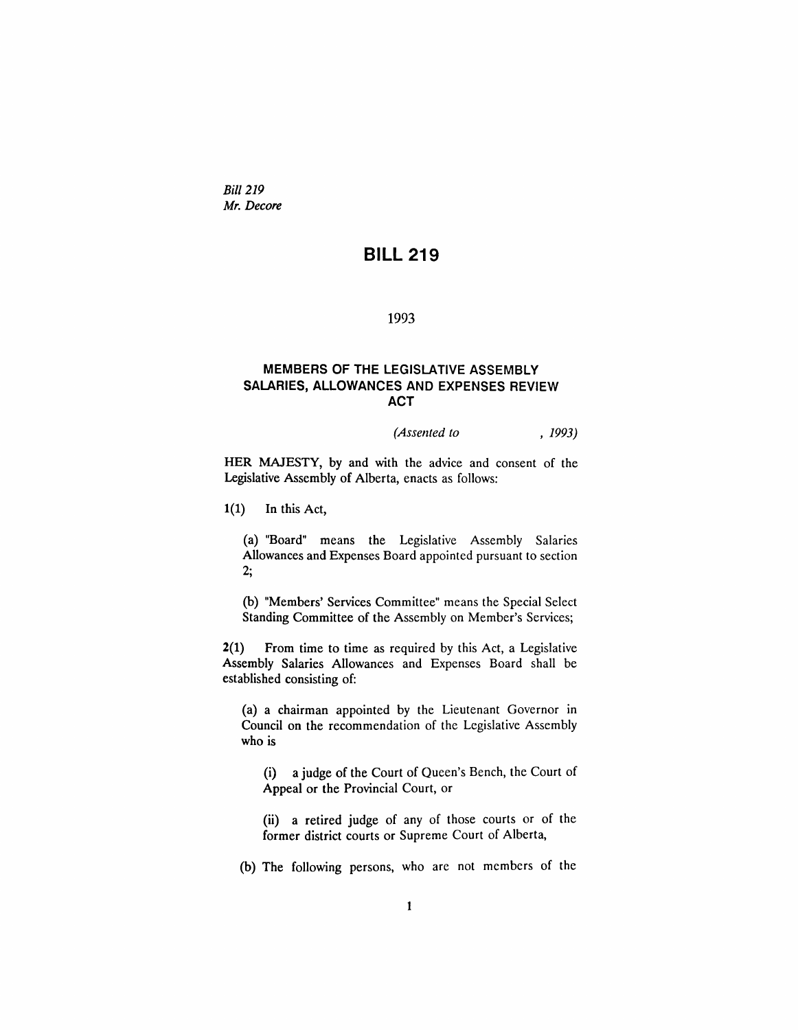*Bill 219*
*Mr. Decore*

# BILL 219

1993

## MEMBERS OF THE LEGISLATIVE ASSEMBLY SALARIES, ALLOWANCES AND EXPENSES REVIEW ACT

*(Assented to , 1993)*

HER MAJESTY, by and with the advice and consent of the Legislative Assembly of Alberta, enacts as follows:

**1(1)** In this Act,

(a) "Board" means the Legislative Assembly Salaries Allowances and Expenses Board appointed pursuant to section 2;

(b) "Members' Services Committee" means the Special Select Standing Committee of the Assembly on Member's Services;

**2(1)** From time to time as required by this Act, a Legislative Assembly Salaries Allowances and Expenses Board shall be established consisting of:

(a) a chairman appointed by the Lieutenant Governor in Council on the recommendation of the Legislative Assembly who is

(i) a judge of the Court of Queen's Bench, the Court of Appeal or the Provincial Court, or

(ii) a retired judge of any of those courts or of the former district courts or Supreme Court of Alberta,

(b) The following persons, who are not members of the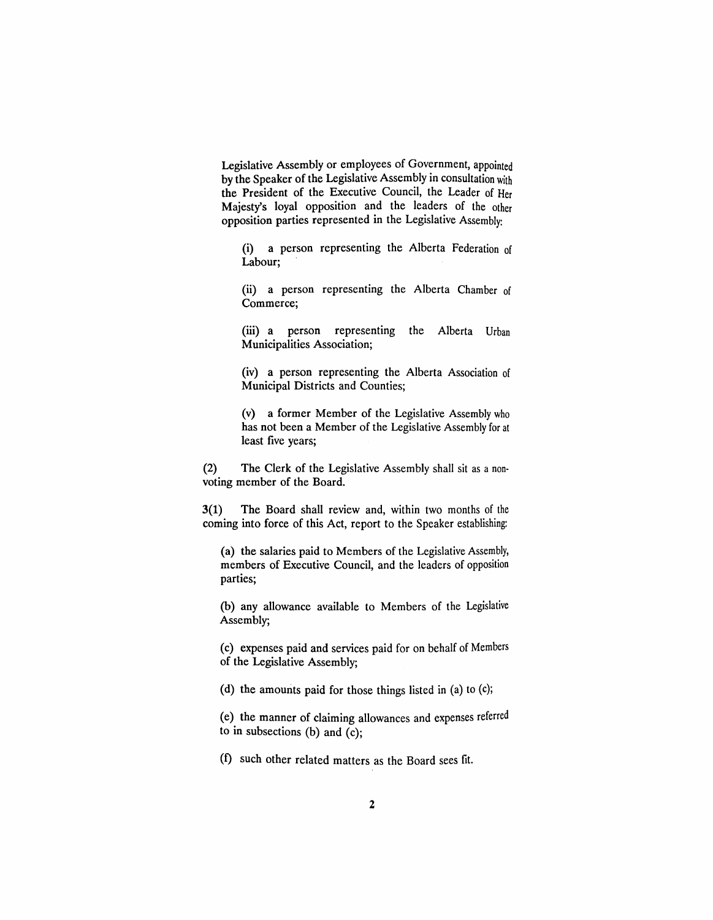Legislative Assembly or employees of Government, appointed by the Speaker of the Legislative Assembly in consultation with the President of the Executive Council, the Leader of Her Majesty's loyal opposition and the leaders of the other opposition parties represented in the Legislative Assembly:

(i) a person representing the Alberta Federation of Labour;

(ii) a person representing the Alberta Chamber of Commerce;

(iii) a person representing the Alberta Urban Municipalities Association;

(iv) a person representing the Alberta Association of Municipal Districts and Counties;

(v) a former Member of the Legislative Assembly who has not been a Member of the Legislative Assembly for at least five years;

(2) The Clerk of the Legislative Assembly shall sit as a non-voting member of the Board.

3(1) The Board shall review and, within two months of the coming into force of this Act, report to the Speaker establishing:

(a) the salaries paid to Members of the Legislative Assembly, members of Executive Council, and the leaders of opposition parties;

(b) any allowance available to Members of the Legislative Assembly;

(c) expenses paid and services paid for on behalf of Members of the Legislative Assembly;

(d) the amounts paid for those things listed in (a) to (c);

(e) the manner of claiming allowances and expenses referred to in subsections (b) and (c);

(f) such other related matters as the Board sees fit.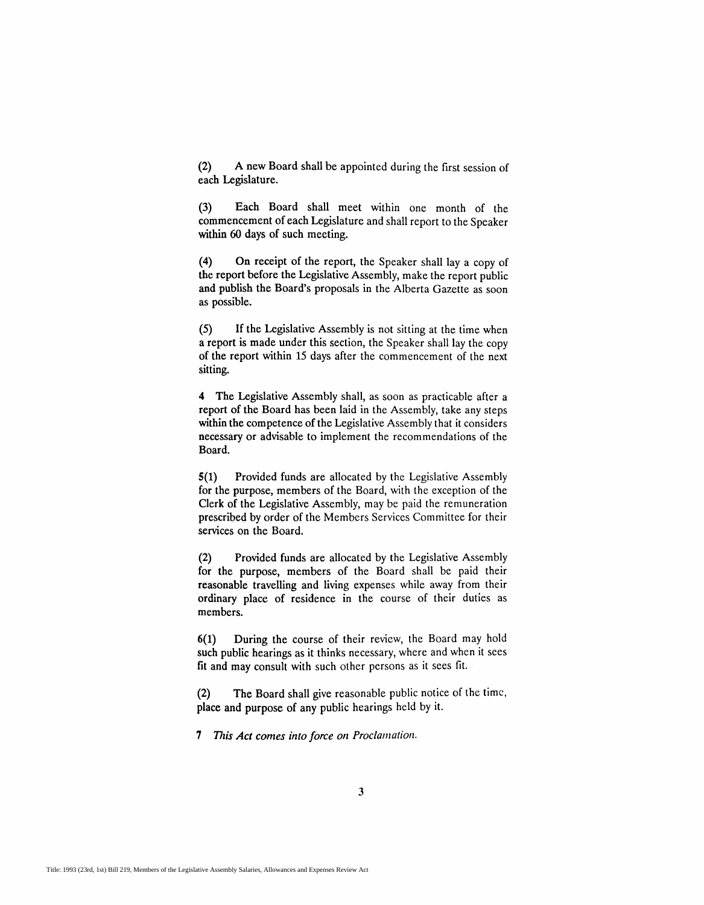(2) A new Board shall be appointed during the first session of each Legislature.

(3) Each Board shall meet within one month of the commencement of each Legislature and shall report to the Speaker within 60 days of such meeting.

(4) On receipt of the report, the Speaker shall lay a copy of the report before the Legislative Assembly, make the report public and publish the Board's proposals in the Alberta Gazette as soon as possible.

(5) If the Legislative Assembly is not sitting at the time when a report is made under this section, the Speaker shall lay the copy of the report within 15 days after the commencement of the next sitting.

**4** The Legislative Assembly shall, as soon as practicable after a report of the Board has been laid in the Assembly, take any steps within the competence of the Legislative Assembly that it considers necessary or advisable to implement the recommendations of the Board.

**5(1)** Provided funds are allocated by the Legislative Assembly for the purpose, members of the Board, with the exception of the Clerk of the Legislative Assembly, may be paid the remuneration prescribed by order of the Members Services Committee for their services on the Board.

(2) Provided funds are allocated by the Legislative Assembly for the purpose, members of the Board shall be paid their reasonable travelling and living expenses while away from their ordinary place of residence in the course of their duties as members.

**6(1)** During the course of their review, the Board may hold such public hearings as it thinks necessary, where and when it sees fit and may consult with such other persons as it sees fit.

(2) The Board shall give reasonable public notice of the time, place and purpose of any public hearings held by it.

**7** *This Act comes into force on Proclamation.*